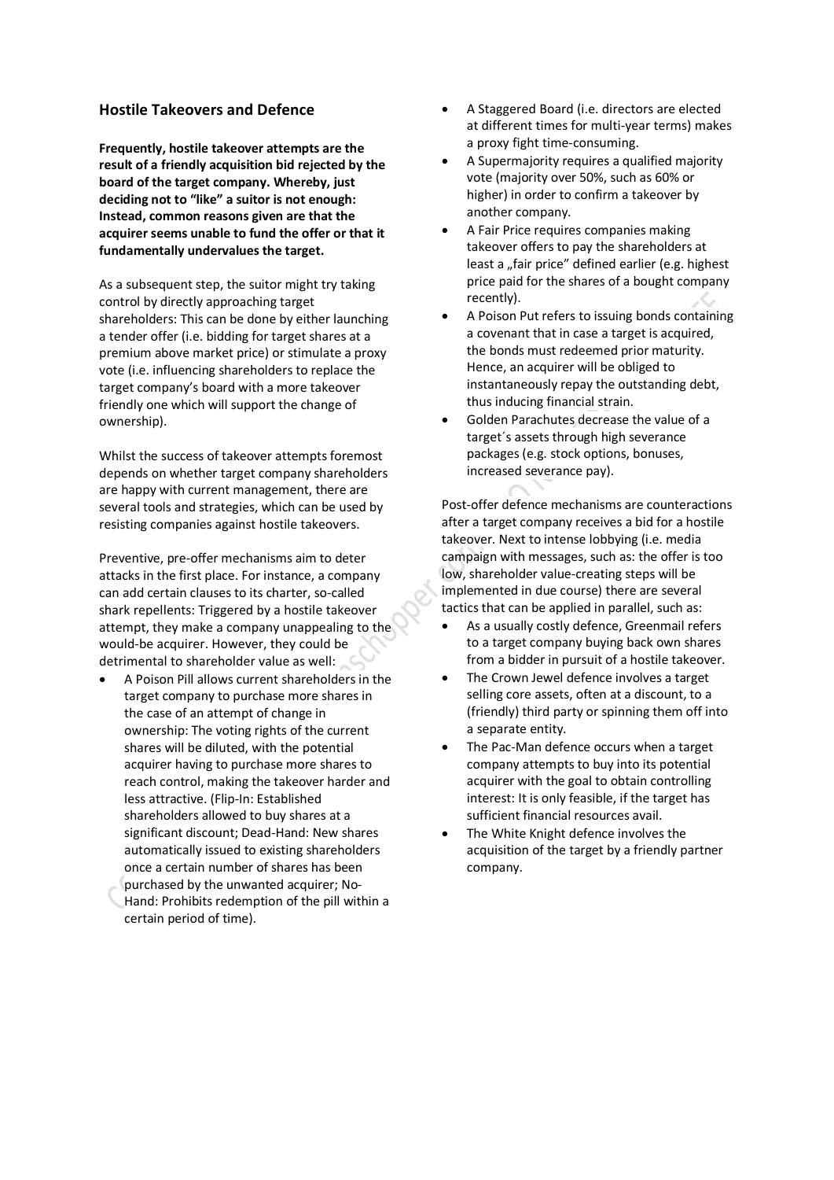## Hostile Takeovers and Defence

**Frequently, hostile takeover attempts are the result of a friendly acquisition bid rejected by the board of the target company. Whereby, just deciding not to "like" a suitor is not enough: Instead, common reasons given are that the acquirer seems unable to fund the offer or that it fundamentally undervalues the target.**

As a subsequent step, the suitor might try taking control by directly approaching target shareholders: This can be done by either launching a tender offer (i.e. bidding for target shares at a premium above market price) or stimulate a proxy vote (i.e. influencing shareholders to replace the target company's board with a more takeover friendly one which will support the change of ownership).

Whilst the success of takeover attempts foremost depends on whether target company shareholders are happy with current management, there are several tools and strategies, which can be used by resisting companies against hostile takeovers.

Preventive, pre-offer mechanisms aim to deter attacks in the first place. For instance, a company can add certain clauses to its charter, so-called shark repellents: Triggered by a hostile takeover attempt, they make a company unappealing to the would-be acquirer. However, they could be detrimental to shareholder value as well:

- A Poison Pill allows current shareholders in the target company to purchase more shares in the case of an attempt of change in ownership: The voting rights of the current shares will be diluted, with the potential acquirer having to purchase more shares to reach control, making the takeover harder and less attractive. (Flip-In: Established shareholders allowed to buy shares at a significant discount; Dead-Hand: New shares automatically issued to existing shareholders once a certain number of shares has been purchased by the unwanted acquirer; No-Hand: Prohibits redemption of the pill within a certain period of time).
- A Staggered Board (i.e. directors are elected at different times for multi-year terms) makes a proxy fight time-consuming.
- A Supermajority requires a qualified majority vote (majority over 50%, such as 60% or higher) in order to confirm a takeover by another company.
- A Fair Price requires companies making takeover offers to pay the shareholders at least a „fair price" defined earlier (e.g. highest price paid for the shares of a bought company recently).
- A Poison Put refers to issuing bonds containing a covenant that in case a target is acquired, the bonds must redeemed prior maturity. Hence, an acquirer will be obliged to instantaneously repay the outstanding debt, thus inducing financial strain.
- Golden Parachutes decrease the value of a target´s assets through high severance packages (e.g. stock options, bonuses, increased severance pay).

Post-offer defence mechanisms are counteractions after a target company receives a bid for a hostile takeover. Next to intense lobbying (i.e. media campaign with messages, such as: the offer is too low, shareholder value-creating steps will be implemented in due course) there are several tactics that can be applied in parallel, such as:

- As a usually costly defence, Greenmail refers to a target company buying back own shares from a bidder in pursuit of a hostile takeover.
- The Crown Jewel defence involves a target selling core assets, often at a discount, to a (friendly) third party or spinning them off into a separate entity.
- The Pac-Man defence occurs when a target company attempts to buy into its potential acquirer with the goal to obtain controlling interest: It is only feasible, if the target has sufficient financial resources avail.
- The White Knight defence involves the acquisition of the target by a friendly partner company.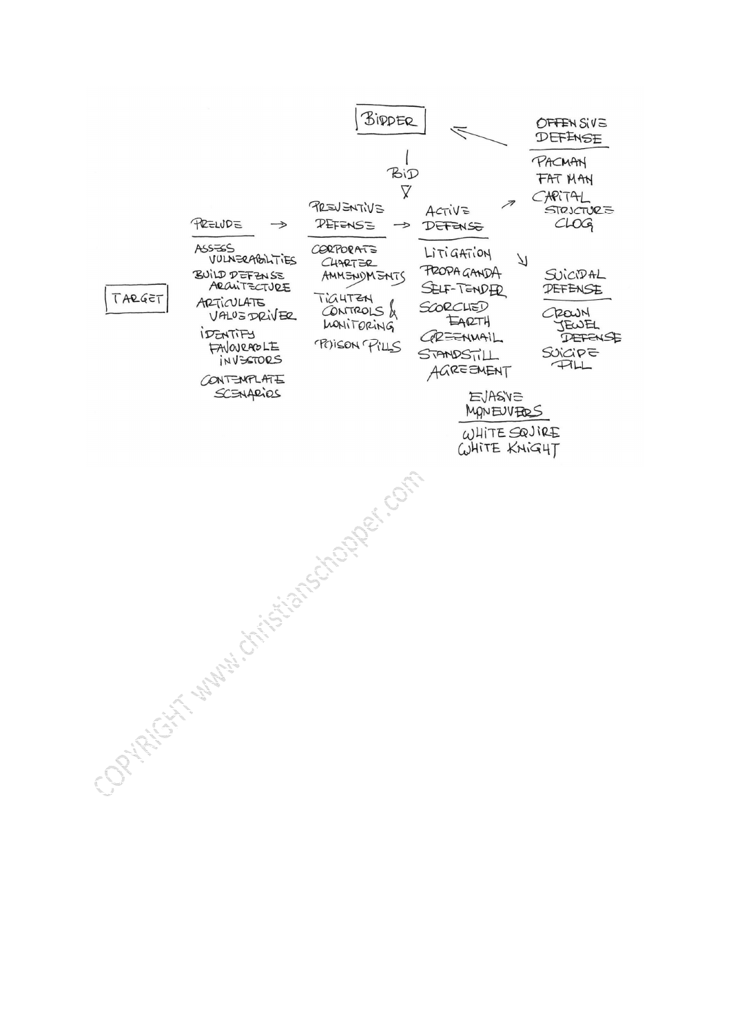**BIDDER**

BID ↓

**TARGET**

**PRELUDE** →

- ASSESS VULNERABILITIES
- BUILD DEFENSE ARCHITECTURE
- ARTICULATE VALUE DRIVER
- IDENTIFY FAVOURABLE INVESTORS
- CONTEMPLATE SCENARIOS

**PREVENTIVE DEFENSE** →

- CORPORATE CHARTER AMMENDMENTS
- TIGHTEN CONTROLS & MONITORING
- POISON PILLS

**ACTIVE DEFENSE**

- LITIGATION
- PROPAGANDA
- SELF-TENDER
- SCORCHED EARTH
- GREENMAIL
- STANDSTILL AGREEMENT

**OFFENSIVE DEFENSE** (→ BIDDER)

- PACMAN
- FAT MAN
- CAPITAL STRUCTURE CLOG

**SUICIDAL DEFENSE**

- CROWN JEWEL DEFENSE
- SUICIDE PILL

**EVASIVE MANEUVERS**

- WHITE SQUIRE
- WHITE KNIGHT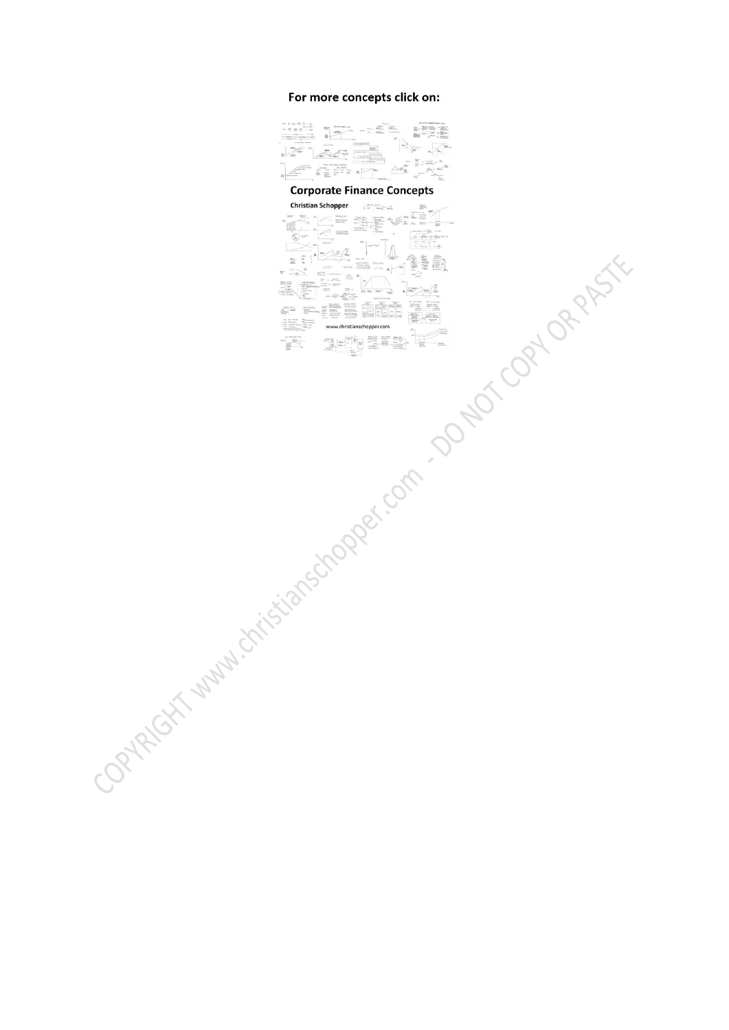**For more concepts click on:**

**Corporate Finance Concepts**

**Christian Schopper**

www.christianschopper.com